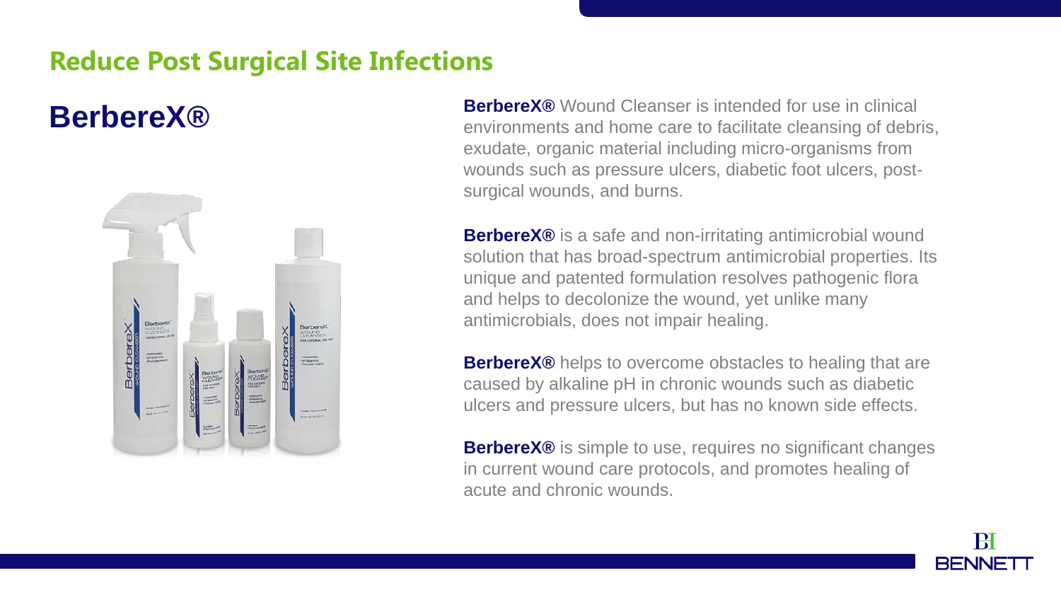## Reduce Post Surgical Site Infections

# BerbereX®

**BerbereX®** Wound Cleanser is intended for use in clinical environments and home care to facilitate cleansing of debris, exudate, organic material including micro-organisms from wounds such as pressure ulcers, diabetic foot ulcers, post-surgical wounds, and burns.

**BerbereX®** is a safe and non-irritating antimicrobial wound solution that has broad-spectrum antimicrobial properties. Its unique and patented formulation resolves pathogenic flora and helps to decolonize the wound, yet unlike many antimicrobials, does not impair healing.

**BerbereX®** helps to overcome obstacles to healing that are caused by alkaline pH in chronic wounds such as diabetic ulcers and pressure ulcers, but has no known side effects.

**BerbereX®** is simple to use, requires no significant changes in current wound care protocols, and promotes healing of acute and chronic wounds.

BENNETT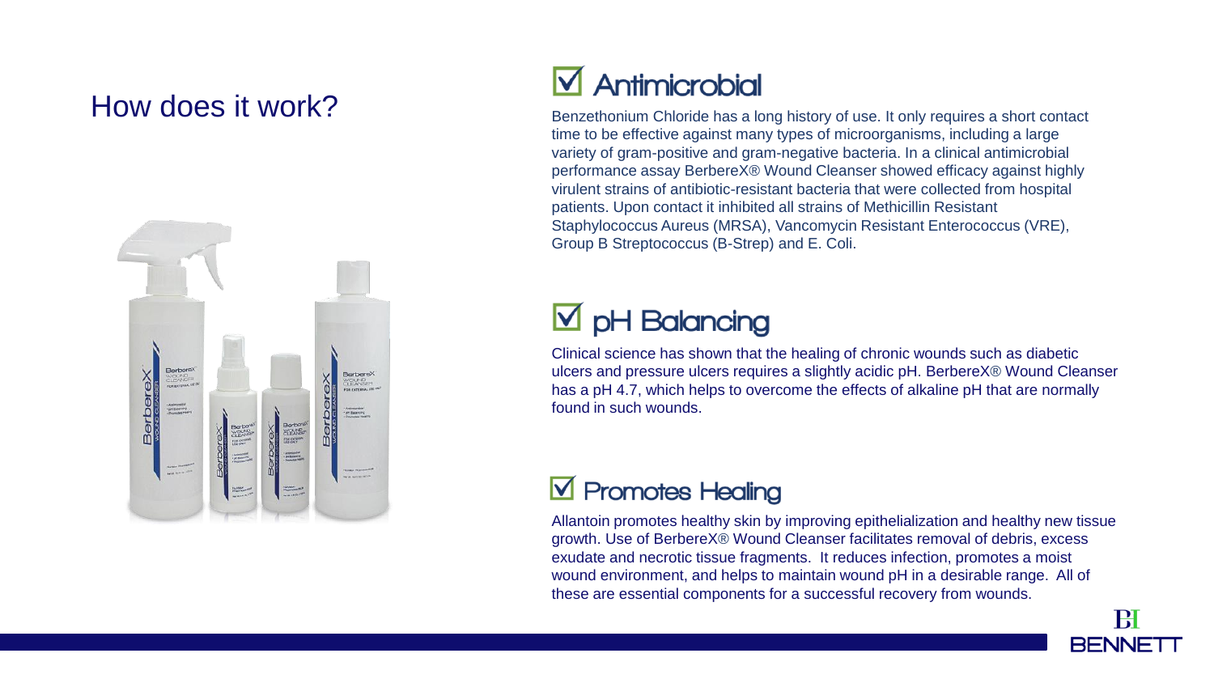## How does it work?

### ☑ Antimicrobial

Benzethonium Chloride has a long history of use. It only requires a short contact time to be effective against many types of microorganisms, including a large variety of gram-positive and gram-negative bacteria. In a clinical antimicrobial performance assay BerbereX® Wound Cleanser showed efficacy against highly virulent strains of antibiotic-resistant bacteria that were collected from hospital patients. Upon contact it inhibited all strains of Methicillin Resistant Staphylococcus Aureus (MRSA), Vancomycin Resistant Enterococcus (VRE), Group B Streptococcus (B-Strep) and E. Coli.

### ☑ pH Balancing

Clinical science has shown that the healing of chronic wounds such as diabetic ulcers and pressure ulcers requires a slightly acidic pH. BerbereX® Wound Cleanser has a pH 4.7, which helps to overcome the effects of alkaline pH that are normally found in such wounds.

### ☑ Promotes Healing

Allantoin promotes healthy skin by improving epithelialization and healthy new tissue growth. Use of BerbereX® Wound Cleanser facilitates removal of debris, excess exudate and necrotic tissue fragments. It reduces infection, promotes a moist wound environment, and helps to maintain wound pH in a desirable range. All of these are essential components for a successful recovery from wounds.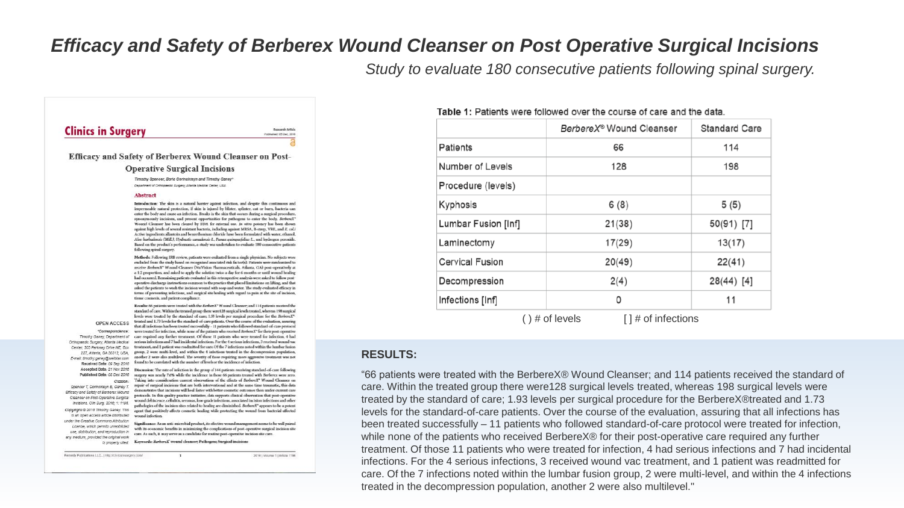# Efficacy and Safety of Berberex Wound Cleanser on Post Operative Surgical Incisions

*Study to evaluate 180 consecutive patients following spinal surgery.*

**Table 1:** Patients were followed over the course of care and the data.

| | *BerbereX®* Wound Cleanser | Standard Care |
|---|---|---|
| Patients | 66 | 114 |
| Number of Levels | 128 | 198 |
| Procedure (levels) | | |
| Kyphosis | 6 (8) | 5 (5) |
| Lumbar Fusion [Inf] | 21(38) | 50(91) [7] |
| Laminectomy | 17(29) | 13(17) |
| Cervical Fusion | 20(49) | 22(41) |
| Decompression | 2(4) | 28(44) [4] |
| Infections [Inf] | 0 | 11 |

( ) # of levels  [ ] # of infections

## RESULTS:

"66 patients were treated with the BerbereX® Wound Cleanser; and 114 patients received the standard of care. Within the treated group there were128 surgical levels treated, whereas 198 surgical levels were treated by the standard of care; 1.93 levels per surgical procedure for the BerbereX®treated and 1.73 levels for the standard-of-care patients. Over the course of the evaluation, assuring that all infections has been treated successfully – 11 patients who followed standard-of-care protocol were treated for infection, while none of the patients who received BerbereX® for their post-operative care required any further treatment. Of those 11 patients who were treated for infection, 4 had serious infections and 7 had incidental infections. For the 4 serious infections, 3 received wound vac treatment, and 1 patient was readmitted for care. Of the 7 infections noted within the lumbar fusion group, 2 were multi-level, and within the 4 infections treated in the decompression population, another 2 were also multilevel."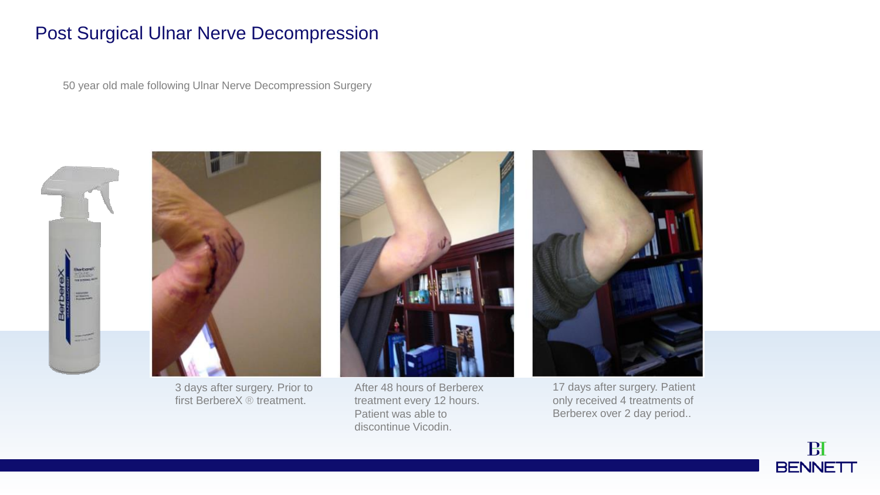# Post Surgical Ulnar Nerve Decompression

50 year old male following Ulnar Nerve Decompression Surgery

3 days after surgery. Prior to first BerbereX ® treatment.

After 48 hours of Berberex treatment every 12 hours. Patient was able to discontinue Vicodin.

17 days after surgery. Patient only received 4 treatments of Berberex over 2 day period..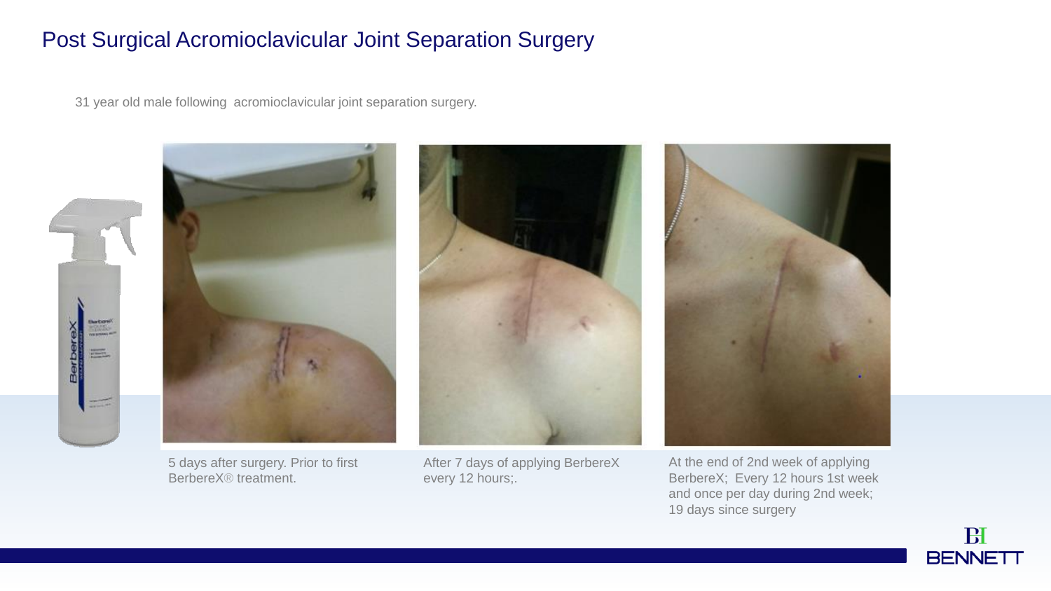# Post Surgical Acromioclavicular Joint Separation Surgery

31 year old male following acromioclavicular joint separation surgery.

5 days after surgery. Prior to first BerbereX® treatment.

After 7 days of applying BerbereX every 12 hours;.

At the end of 2nd week of applying BerbereX; Every 12 hours 1st week and once per day during 2nd week; 19 days since surgery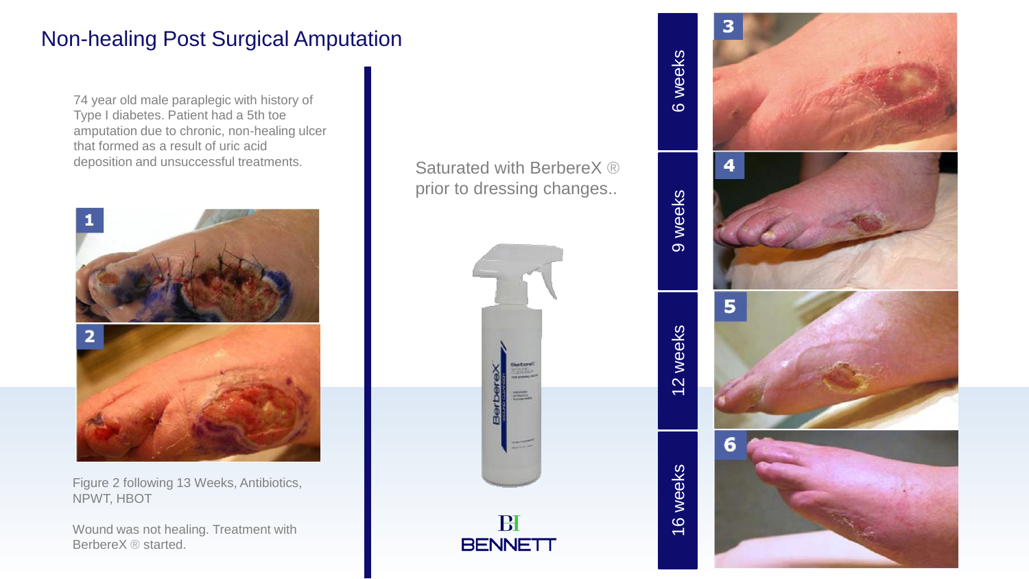# Non-healing Post Surgical Amputation

74 year old male paraplegic with history of Type I diabetes. Patient had a 5th toe amputation due to chronic, non-healing ulcer that formed as a result of uric acid deposition and unsuccessful treatments.

Figure 2 following 13 Weeks, Antibiotics, NPWT, HBOT

Wound was not healing. Treatment with BerbereX ® started.

Saturated with BerbereX ® prior to dressing changes..

6 weeks

9 weeks

12 weeks

16 weeks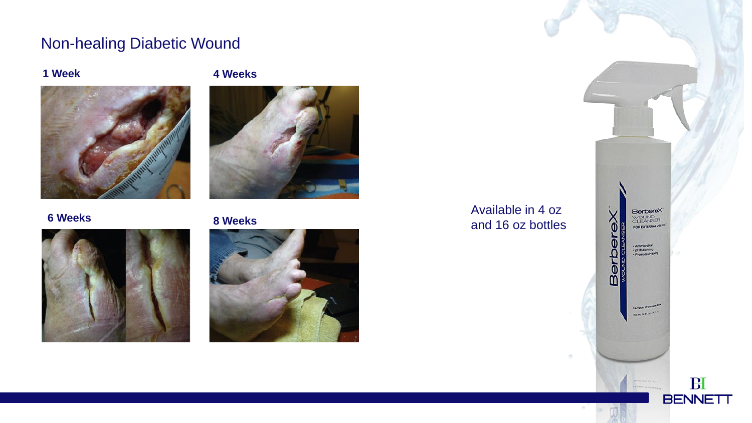# Non-healing Diabetic Wound

**1 Week**

**4 Weeks**

**6 Weeks**

**8 Weeks**

Available in 4 oz and 16 oz bottles